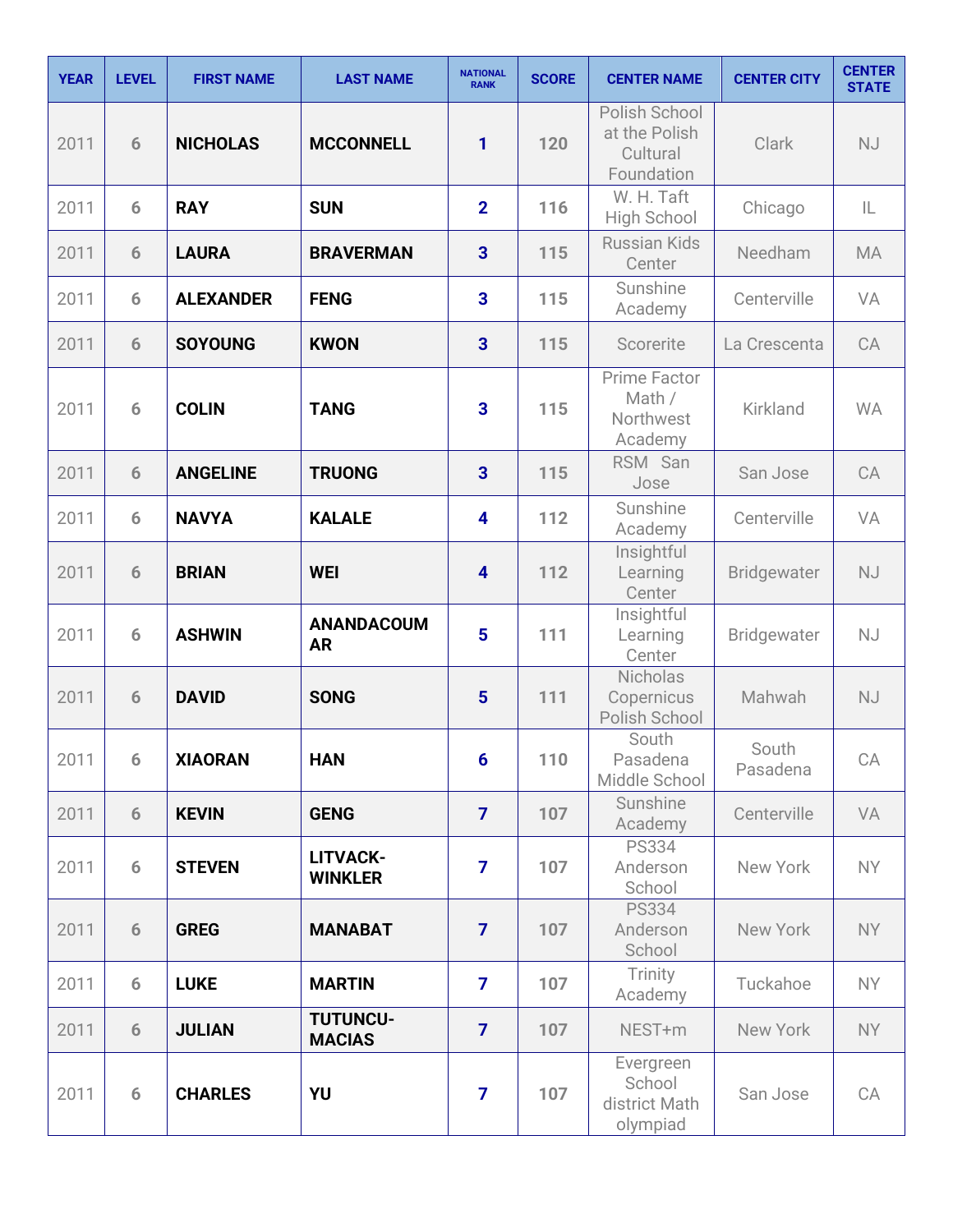| YEAR | LEVEL | FIRST NAME | LAST NAME | NATIONAL RANK | SCORE | CENTER NAME | CENTER CITY | CENTER STATE |
|---|---|---|---|---|---|---|---|---|
| 2011 | 6 | **NICHOLAS** | **MCCONNELL** | 1 | 120 | Polish School at the Polish Cultural Foundation | Clark | NJ |
| 2011 | 6 | **RAY** | **SUN** | 2 | 116 | W. H. Taft High School | Chicago | IL |
| 2011 | 6 | **LAURA** | **BRAVERMAN** | 3 | 115 | Russian Kids Center | Needham | MA |
| 2011 | 6 | **ALEXANDER** | **FENG** | 3 | 115 | Sunshine Academy | Centerville | VA |
| 2011 | 6 | **SOYOUNG** | **KWON** | 3 | 115 | Scorerite | La Crescenta | CA |
| 2011 | 6 | **COLIN** | **TANG** | 3 | 115 | Prime Factor Math / Northwest Academy | Kirkland | WA |
| 2011 | 6 | **ANGELINE** | **TRUONG** | 3 | 115 | RSM San Jose | San Jose | CA |
| 2011 | 6 | **NAVYA** | **KALALE** | 4 | 112 | Sunshine Academy | Centerville | VA |
| 2011 | 6 | **BRIAN** | **WEI** | 4 | 112 | Insightful Learning Center | Bridgewater | NJ |
| 2011 | 6 | **ASHWIN** | **ANANDACOUMAR** | 5 | 111 | Insightful Learning Center | Bridgewater | NJ |
| 2011 | 6 | **DAVID** | **SONG** | 5 | 111 | Nicholas Copernicus Polish School | Mahwah | NJ |
| 2011 | 6 | **XIAORAN** | **HAN** | 6 | 110 | South Pasadena Middle School | South Pasadena | CA |
| 2011 | 6 | **KEVIN** | **GENG** | 7 | 107 | Sunshine Academy | Centerville | VA |
| 2011 | 6 | **STEVEN** | **LITVACK-WINKLER** | 7 | 107 | PS334 Anderson School | New York | NY |
| 2011 | 6 | **GREG** | **MANABAT** | 7 | 107 | PS334 Anderson School | New York | NY |
| 2011 | 6 | **LUKE** | **MARTIN** | 7 | 107 | Trinity Academy | Tuckahoe | NY |
| 2011 | 6 | **JULIAN** | **TUTUNCU-MACIAS** | 7 | 107 | NEST+m | New York | NY |
| 2011 | 6 | **CHARLES** | **YU** | 7 | 107 | Evergreen School district Math olympiad | San Jose | CA |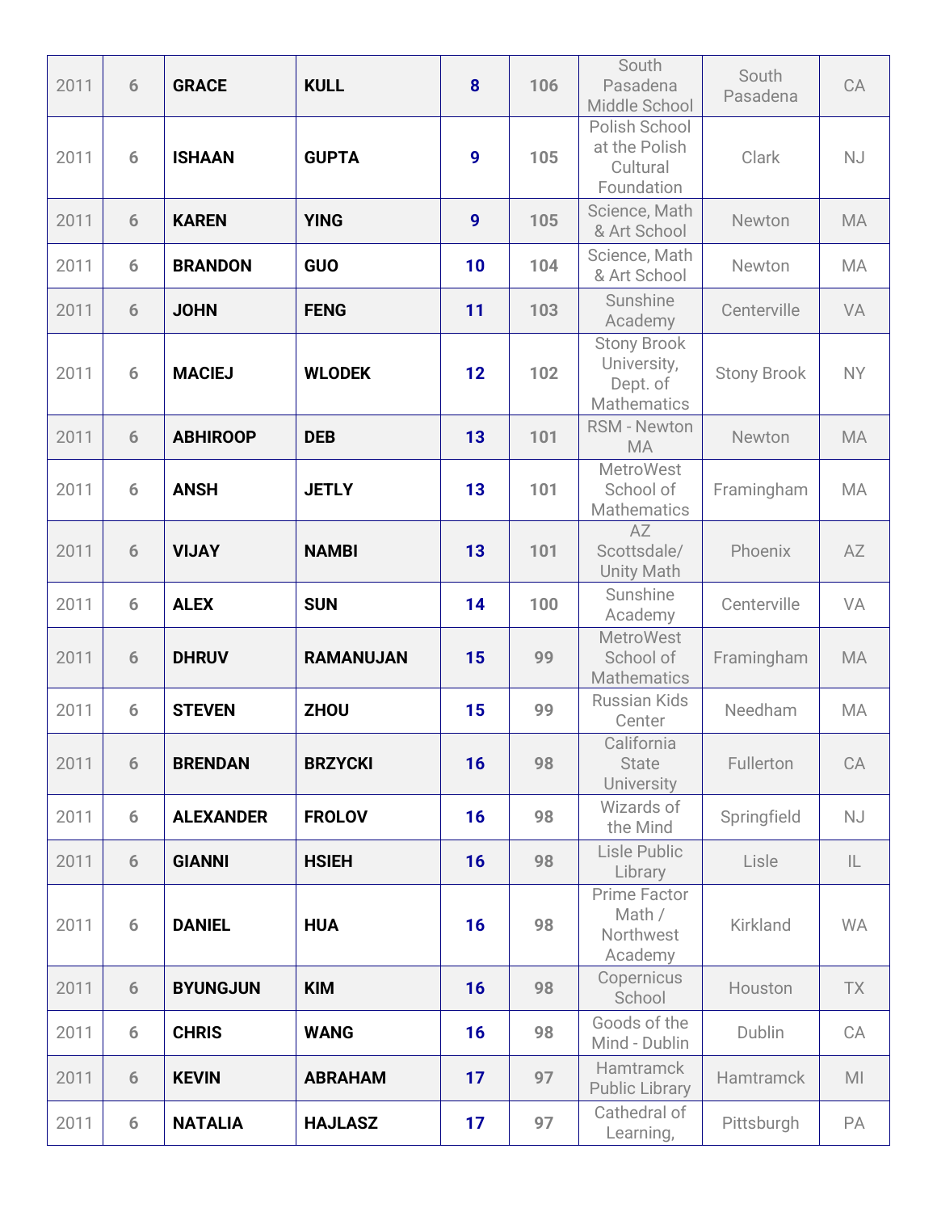| 2011 | 6 | GRACE | KULL | 8 | 106 | South Pasadena Middle School | South Pasadena | CA |
|---|---|---|---|---|---|---|---|---|
| 2011 | 6 | ISHAAN | GUPTA | 9 | 105 | Polish School at the Polish Cultural Foundation | Clark | NJ |
| 2011 | 6 | KAREN | YING | 9 | 105 | Science, Math & Art School | Newton | MA |
| 2011 | 6 | BRANDON | GUO | 10 | 104 | Science, Math & Art School | Newton | MA |
| 2011 | 6 | JOHN | FENG | 11 | 103 | Sunshine Academy | Centerville | VA |
| 2011 | 6 | MACIEJ | WLODEK | 12 | 102 | Stony Brook University, Dept. of Mathematics | Stony Brook | NY |
| 2011 | 6 | ABHIROOP | DEB | 13 | 101 | RSM - Newton MA | Newton | MA |
| 2011 | 6 | ANSH | JETLY | 13 | 101 | MetroWest School of Mathematics | Framingham | MA |
| 2011 | 6 | VIJAY | NAMBI | 13 | 101 | AZ Scottsdale/ Unity Math | Phoenix | AZ |
| 2011 | 6 | ALEX | SUN | 14 | 100 | Sunshine Academy | Centerville | VA |
| 2011 | 6 | DHRUV | RAMANUJAN | 15 | 99 | MetroWest School of Mathematics | Framingham | MA |
| 2011 | 6 | STEVEN | ZHOU | 15 | 99 | Russian Kids Center | Needham | MA |
| 2011 | 6 | BRENDAN | BRZYCKI | 16 | 98 | California State University | Fullerton | CA |
| 2011 | 6 | ALEXANDER | FROLOV | 16 | 98 | Wizards of the Mind | Springfield | NJ |
| 2011 | 6 | GIANNI | HSIEH | 16 | 98 | Lisle Public Library | Lisle | IL |
| 2011 | 6 | DANIEL | HUA | 16 | 98 | Prime Factor Math / Northwest Academy | Kirkland | WA |
| 2011 | 6 | BYUNGJUN | KIM | 16 | 98 | Copernicus School | Houston | TX |
| 2011 | 6 | CHRIS | WANG | 16 | 98 | Goods of the Mind - Dublin | Dublin | CA |
| 2011 | 6 | KEVIN | ABRAHAM | 17 | 97 | Hamtramck Public Library | Hamtramck | MI |
| 2011 | 6 | NATALIA | HAJLASZ | 17 | 97 | Cathedral of Learning, | Pittsburgh | PA |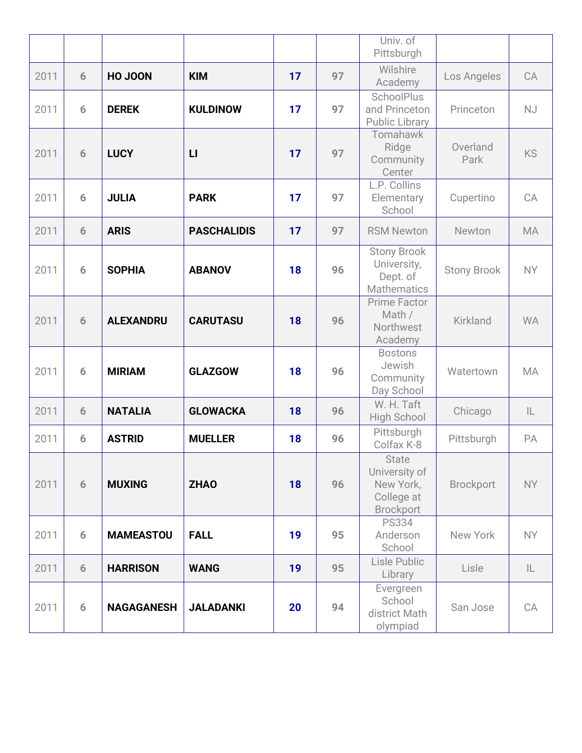| | | | | | | | | |
|---|---|---|---|---|---|---|---|---|
| | | | | | | Univ. of Pittsburgh | | |
| 2011 | 6 | **HO JOON** | **KIM** | **17** | **97** | Wilshire Academy | Los Angeles | CA |
| 2011 | 6 | **DEREK** | **KULDINOW** | **17** | **97** | SchoolPlus and Princeton Public Library | Princeton | NJ |
| 2011 | 6 | **LUCY** | **LI** | **17** | **97** | Tomahawk Ridge Community Center | Overland Park | KS |
| 2011 | 6 | **JULIA** | **PARK** | **17** | **97** | L.P. Collins Elementary School | Cupertino | CA |
| 2011 | 6 | **ARIS** | **PASCHALIDIS** | **17** | **97** | RSM Newton | Newton | MA |
| 2011 | 6 | **SOPHIA** | **ABANOV** | **18** | **96** | Stony Brook University, Dept. of Mathematics | Stony Brook | NY |
| 2011 | 6 | **ALEXANDRU** | **CARUTASU** | **18** | **96** | Prime Factor Math / Northwest Academy | Kirkland | WA |
| 2011 | 6 | **MIRIAM** | **GLAZGOW** | **18** | **96** | Bostons Jewish Community Day School | Watertown | MA |
| 2011 | 6 | **NATALIA** | **GLOWACKA** | **18** | **96** | W. H. Taft High School | Chicago | IL |
| 2011 | 6 | **ASTRID** | **MUELLER** | **18** | **96** | Pittsburgh Colfax K-8 | Pittsburgh | PA |
| 2011 | 6 | **MUXING** | **ZHAO** | **18** | **96** | State University of New York, College at Brockport | Brockport | NY |
| 2011 | 6 | **MAMEASTOU** | **FALL** | **19** | **95** | PS334 Anderson School | New York | NY |
| 2011 | 6 | **HARRISON** | **WANG** | **19** | **95** | Lisle Public Library | Lisle | IL |
| 2011 | 6 | **NAGAGANESH** | **JALADANKI** | **20** | **94** | Evergreen School district Math olympiad | San Jose | CA |